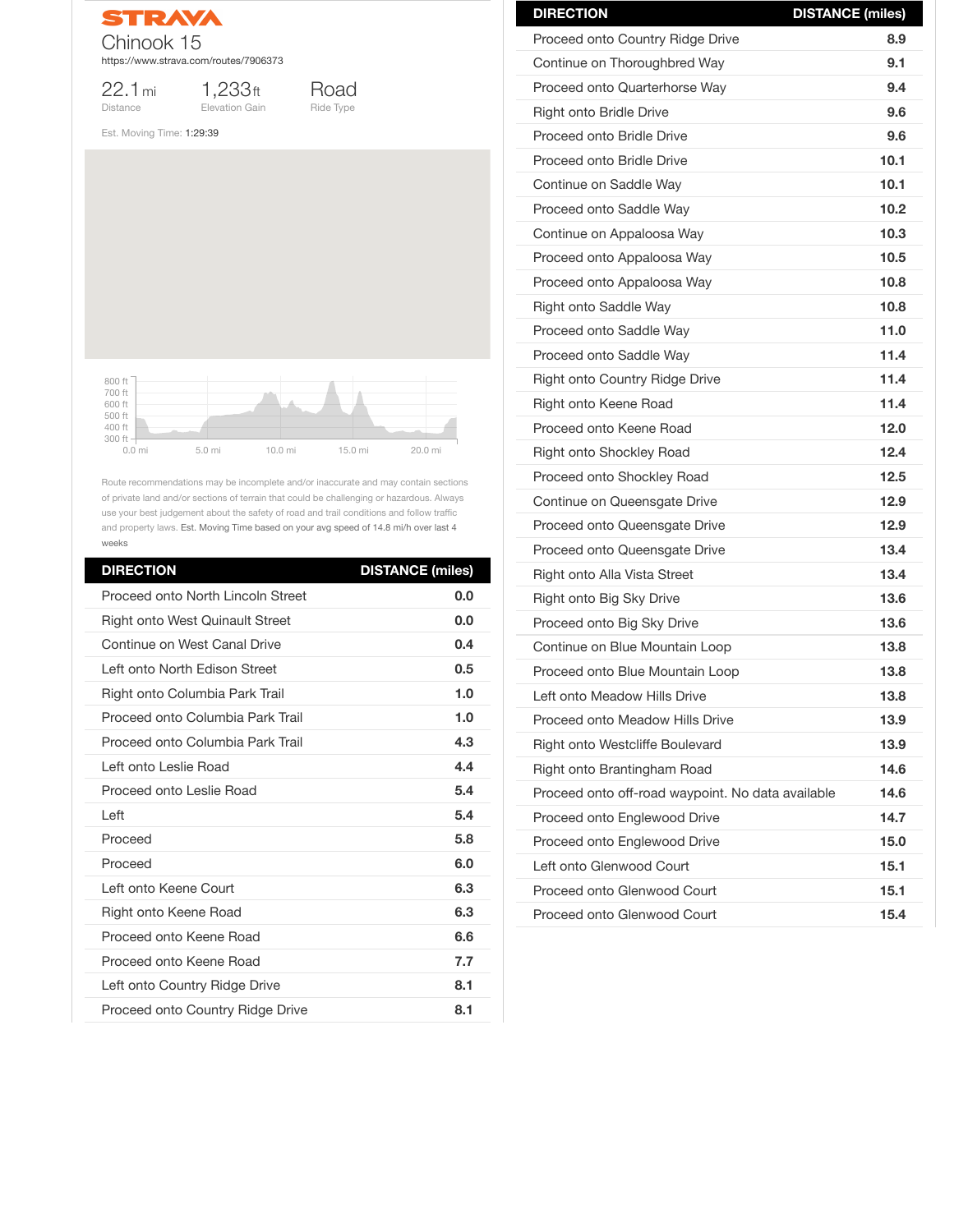STRAVA

# Chinook 15

https://www.strava.com/routes/7906373

| 22.1 mi | 1,233 ft | Road |
|---|---|---|
| Distance | Elevation Gain | Ride Type |

Est. Moving Time: 1:29:39

Route recommendations may be incomplete and/or inaccurate and may contain sections of private land and/or sections of terrain that could be challenging or hazardous. Always use your best judgement about the safety of road and trail conditions and follow traffic and property laws. Est. Moving Time based on your avg speed of 14.8 mi/h over last 4 weeks

| DIRECTION | DISTANCE (miles) |
|---|---|
| Proceed onto North Lincoln Street | 0.0 |
| Right onto West Quinault Street | 0.0 |
| Continue on West Canal Drive | 0.4 |
| Left onto North Edison Street | 0.5 |
| Right onto Columbia Park Trail | 1.0 |
| Proceed onto Columbia Park Trail | 1.0 |
| Proceed onto Columbia Park Trail | 4.3 |
| Left onto Leslie Road | 4.4 |
| Proceed onto Leslie Road | 5.4 |
| Left | 5.4 |
| Proceed | 5.8 |
| Proceed | 6.0 |
| Left onto Keene Court | 6.3 |
| Right onto Keene Road | 6.3 |
| Proceed onto Keene Road | 6.6 |
| Proceed onto Keene Road | 7.7 |
| Left onto Country Ridge Drive | 8.1 |
| Proceed onto Country Ridge Drive | 8.1 |
| Proceed onto Country Ridge Drive | 8.9 |
| Continue on Thoroughbred Way | 9.1 |
| Proceed onto Quarterhorse Way | 9.4 |
| Right onto Bridle Drive | 9.6 |
| Proceed onto Bridle Drive | 9.6 |
| Proceed onto Bridle Drive | 10.1 |
| Continue on Saddle Way | 10.1 |
| Proceed onto Saddle Way | 10.2 |
| Continue on Appaloosa Way | 10.3 |
| Proceed onto Appaloosa Way | 10.5 |
| Proceed onto Appaloosa Way | 10.8 |
| Right onto Saddle Way | 10.8 |
| Proceed onto Saddle Way | 11.0 |
| Proceed onto Saddle Way | 11.4 |
| Right onto Country Ridge Drive | 11.4 |
| Right onto Keene Road | 11.4 |
| Proceed onto Keene Road | 12.0 |
| Right onto Shockley Road | 12.4 |
| Proceed onto Shockley Road | 12.5 |
| Continue on Queensgate Drive | 12.9 |
| Proceed onto Queensgate Drive | 12.9 |
| Proceed onto Queensgate Drive | 13.4 |
| Right onto Alla Vista Street | 13.4 |
| Right onto Big Sky Drive | 13.6 |
| Proceed onto Big Sky Drive | 13.6 |
| Continue on Blue Mountain Loop | 13.8 |
| Proceed onto Blue Mountain Loop | 13.8 |
| Left onto Meadow Hills Drive | 13.8 |
| Proceed onto Meadow Hills Drive | 13.9 |
| Right onto Westcliffe Boulevard | 13.9 |
| Right onto Brantingham Road | 14.6 |
| Proceed onto off-road waypoint. No data available | 14.6 |
| Proceed onto Englewood Drive | 14.7 |
| Proceed onto Englewood Drive | 15.0 |
| Left onto Glenwood Court | 15.1 |
| Proceed onto Glenwood Court | 15.1 |
| Proceed onto Glenwood Court | 15.4 |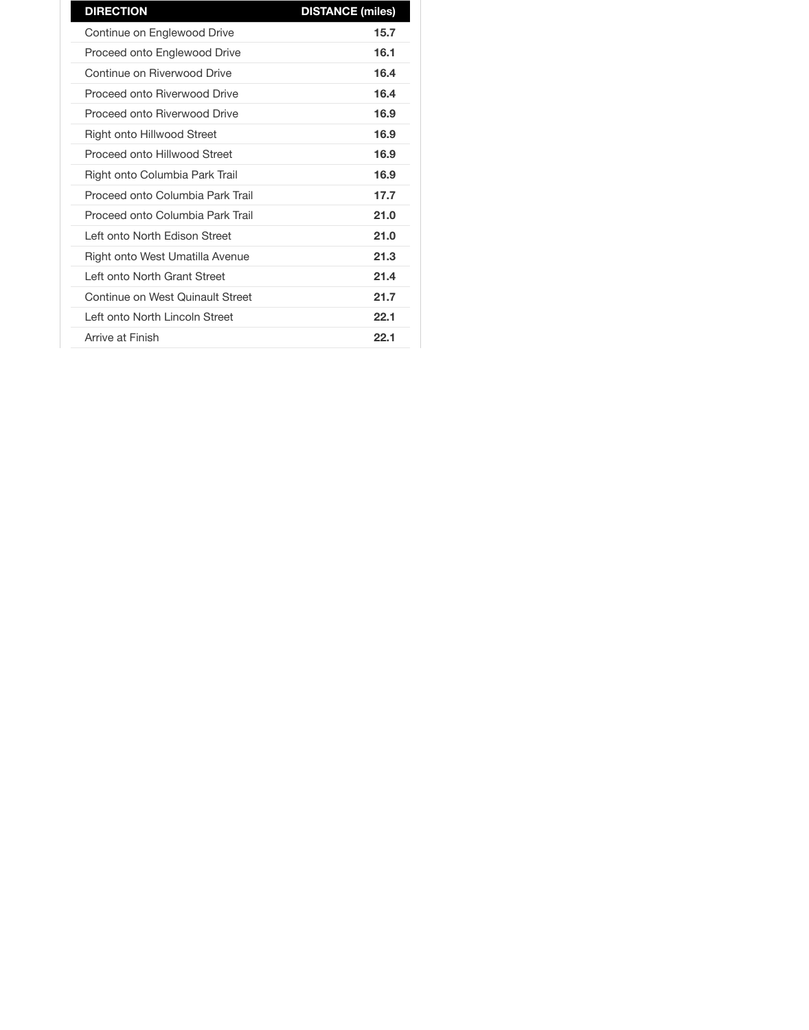| DIRECTION | DISTANCE (miles) |
| --- | --- |
| Continue on Englewood Drive | **15.7** |
| Proceed onto Englewood Drive | **16.1** |
| Continue on Riverwood Drive | **16.4** |
| Proceed onto Riverwood Drive | **16.4** |
| Proceed onto Riverwood Drive | **16.9** |
| Right onto Hillwood Street | **16.9** |
| Proceed onto Hillwood Street | **16.9** |
| Right onto Columbia Park Trail | **16.9** |
| Proceed onto Columbia Park Trail | **17.7** |
| Proceed onto Columbia Park Trail | **21.0** |
| Left onto North Edison Street | **21.0** |
| Right onto West Umatilla Avenue | **21.3** |
| Left onto North Grant Street | **21.4** |
| Continue on West Quinault Street | **21.7** |
| Left onto North Lincoln Street | **22.1** |
| Arrive at Finish | **22.1** |